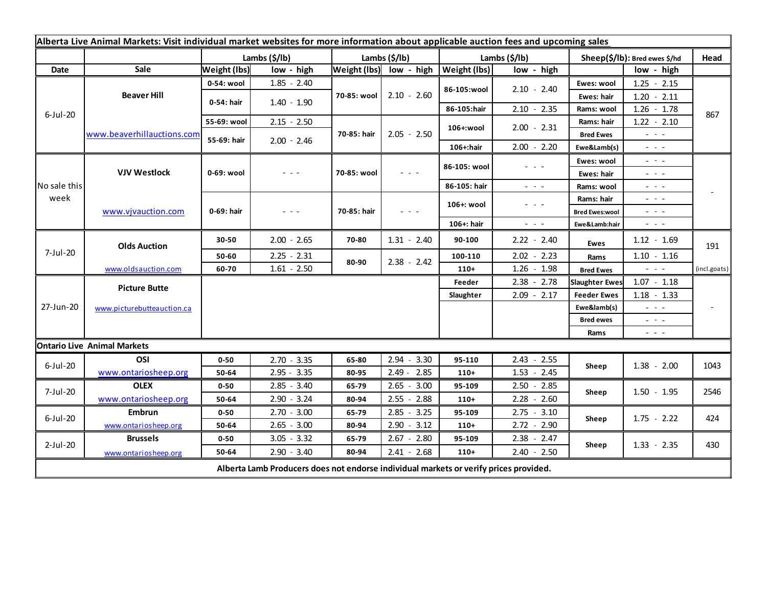**Alberta Live Animal Markets: Visit individual market websites for more information about applicable auction fees and upcoming sales**

| Date | Sale | Lambs ($/lb) | | Lambs ($/lb) | | Lambs ($/lb) | | Sheep($/lb): Bred ewes $/hd | | Head |
|---|---|---|---|---|---|---|---|---|---|---|
| | | Weight (lbs) | low - high | Weight (lbs) | low - high | Weight (lbs) | low - high | | low - high | |
| 6-Jul-20 | Beaver Hill | 0-54: wool | 1.85 - 2.40 | 70-85: wool | 2.10 - 2.60 | 86-105:wool | 2.10 - 2.40 | Ewes: wool | 1.25 - 2.15 | 867 |
| | | 0-54: hair | 1.40 - 1.90 | | | | | Ewes: hair | 1.20 - 2.11 | |
| | | | | | | 86-105:hair | 2.10 - 2.35 | Rams: wool | 1.26 - 1.78 | |
| | | 55-69: wool | 2.15 - 2.50 | 70-85: hair | 2.05 - 2.50 | 106+:wool | 2.00 - 2.31 | Rams: hair | 1.22 - 2.10 | |
| | www.beaverhillauctions.com | 55-69: hair | 2.00 - 2.46 | | | | | Bred Ewes | - - - | |
| | | | | | | 106+:hair | 2.00 - 2.20 | Ewe&Lamb(s) | - - - | |
| No sale this week | VJV Westlock | 0-69: wool | - - - | 70-85: wool | - - - | 86-105: wool | - - - | Ewes: wool | - - - | - |
| | | | | | | | | Ewes: hair | - - - | |
| | | | | | | 86-105: hair | - - - | Rams: wool | - - - | |
| | www.vjvauction.com | 0-69: hair | - - - | 70-85: hair | - - - | 106+: wool | - - - | Rams: hair | - - - | |
| | | | | | | | | Bred Ewes:wool | - - - | |
| | | | | | | 106+: hair | - - - | Ewe&Lamb:hair | - - - | |
| 7-Jul-20 | Olds Auction | 30-50 | 2.00 - 2.65 | 70-80 | 1.31 - 2.40 | 90-100 | 2.22 - 2.40 | Ewes | 1.12 - 1.69 | 191 |
| | | 50-60 | 2.25 - 2.31 | 80-90 | 2.38 - 2.42 | 100-110 | 2.02 - 2.23 | Rams | 1.10 - 1.16 | |
| | www.oldsauction.com | 60-70 | 1.61 - 2.50 | | | 110+ | 1.26 - 1.98 | Bred Ewes | - - - | (incl.goats) |
| 27-Jun-20 | Picture Butte | | | | | Feeder | 2.38 - 2.78 | Slaughter Ewes | 1.07 - 1.18 | - |
| | | | | | | Slaughter | 2.09 - 2.17 | Feeder Ewes | 1.18 - 1.33 | |
| | www.picturebutteauction.ca | | | | | | | Ewe&lamb(s) | - - - | |
| | | | | | | | | Bred ewes | - - - | |
| | | | | | | | | Rams | - - - | |
| **Ontario Live Animal Markets** | | | | | | | | | | |
| 6-Jul-20 | OSI www.ontariosheep.org | 0-50 | 2.70 - 3.35 | 65-80 | 2.94 - 3.30 | 95-110 | 2.43 - 2.55 | Sheep | 1.38 - 2.00 | 1043 |
| | | 50-64 | 2.95 - 3.35 | 80-95 | 2.49 - 2.85 | 110+ | 1.53 - 2.45 | | | |
| 7-Jul-20 | OLEX www.ontariosheep.org | 0-50 | 2.85 - 3.40 | 65-79 | 2.65 - 3.00 | 95-109 | 2.50 - 2.85 | Sheep | 1.50 - 1.95 | 2546 |
| | | 50-64 | 2.90 - 3.24 | 80-94 | 2.55 - 2.88 | 110+ | 2.28 - 2.60 | | | |
| 6-Jul-20 | Embrun www.ontariosheep.org | 0-50 | 2.70 - 3.00 | 65-79 | 2.85 - 3.25 | 95-109 | 2.75 - 3.10 | Sheep | 1.75 - 2.22 | 424 |
| | | 50-64 | 2.65 - 3.00 | 80-94 | 2.90 - 3.12 | 110+ | 2.72 - 2.90 | | | |
| 2-Jul-20 | Brussels www.ontariosheep.org | 0-50 | 3.05 - 3.32 | 65-79 | 2.67 - 2.80 | 95-109 | 2.38 - 2.47 | Sheep | 1.33 - 2.35 | 430 |
| | | 50-64 | 2.90 - 3.40 | 80-94 | 2.41 - 2.68 | 110+ | 2.40 - 2.50 | | | |

**Alberta Lamb Producers does not endorse individual markets or verify prices provided.**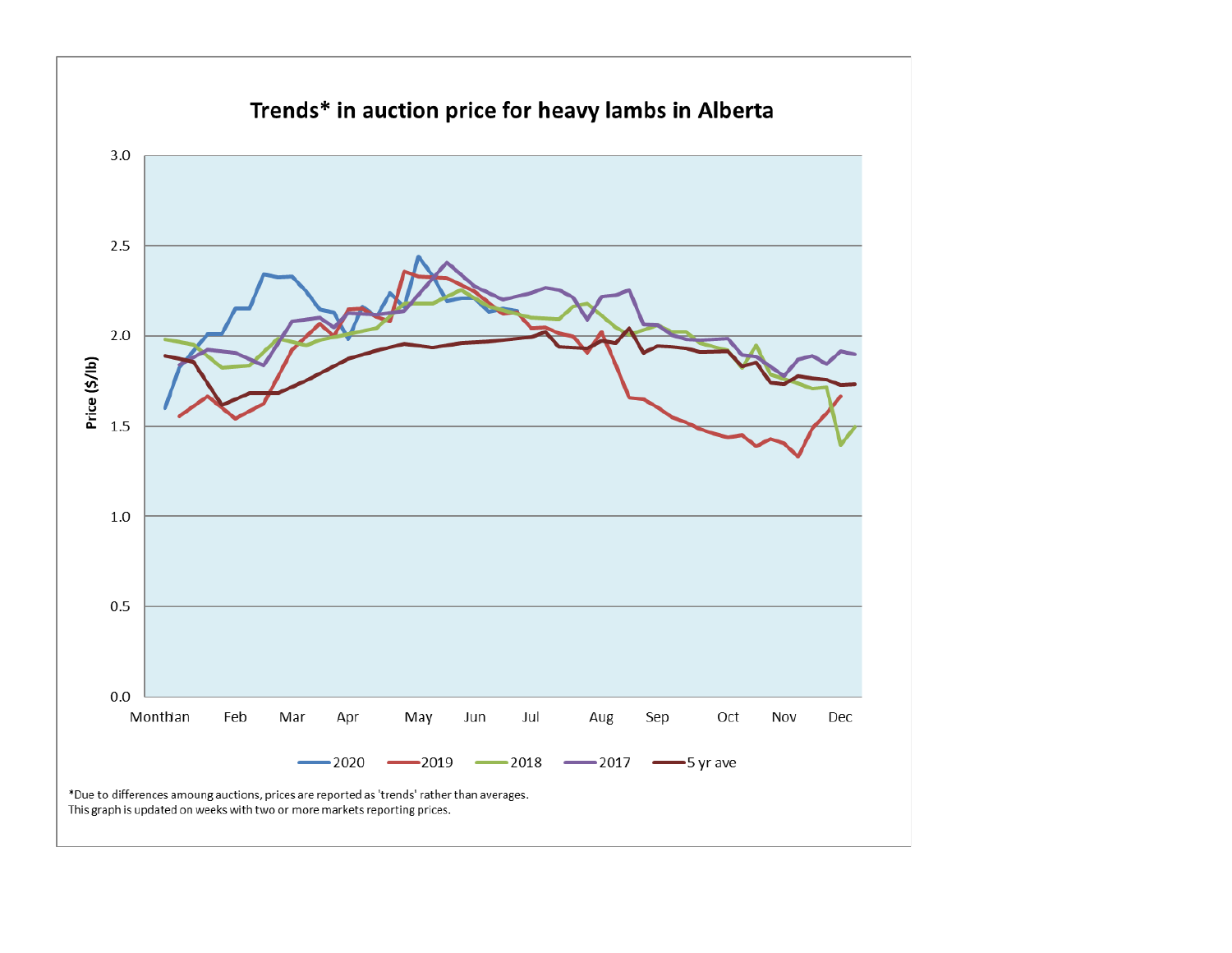## Trends* in auction price for heavy lambs in Alberta

Price ($/lb)

3.0
2.5
2.0
1.5
1.0
0.5
0.0

Month Jan Feb Mar Apr May Jun Jul Aug Sep Oct Nov Dec

2020 2019 2018 2017 5 yr ave

*Due to differences amoung auctions, prices are reported as 'trends' rather than averages.
This graph is updated on weeks with two or more markets reporting prices.